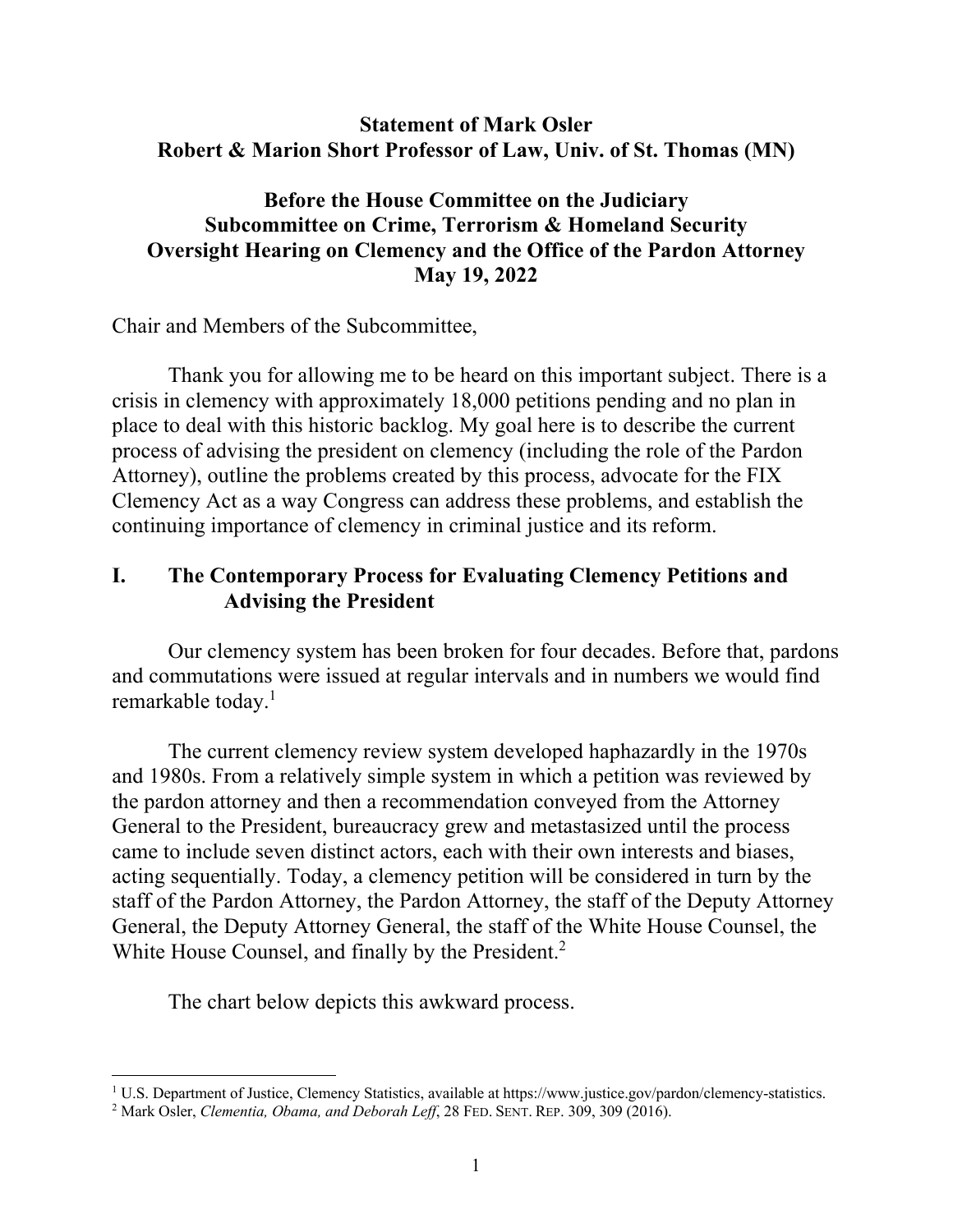**Statement of Mark Osler**
**Robert & Marion Short Professor of Law, Univ. of St. Thomas (MN)**

**Before the House Committee on the Judiciary**
**Subcommittee on Crime, Terrorism & Homeland Security**
**Oversight Hearing on Clemency and the Office of the Pardon Attorney**
**May 19, 2022**

Chair and Members of the Subcommittee,

Thank you for allowing me to be heard on this important subject. There is a crisis in clemency with approximately 18,000 petitions pending and no plan in place to deal with this historic backlog. My goal here is to describe the current process of advising the president on clemency (including the role of the Pardon Attorney), outline the problems created by this process, advocate for the FIX Clemency Act as a way Congress can address these problems, and establish the continuing importance of clemency in criminal justice and its reform.

## I. The Contemporary Process for Evaluating Clemency Petitions and Advising the President

Our clemency system has been broken for four decades. Before that, pardons and commutations were issued at regular intervals and in numbers we would find remarkable today.[1]

The current clemency review system developed haphazardly in the 1970s and 1980s. From a relatively simple system in which a petition was reviewed by the pardon attorney and then a recommendation conveyed from the Attorney General to the President, bureaucracy grew and metastasized until the process came to include seven distinct actors, each with their own interests and biases, acting sequentially. Today, a clemency petition will be considered in turn by the staff of the Pardon Attorney, the Pardon Attorney, the staff of the Deputy Attorney General, the Deputy Attorney General, the staff of the White House Counsel, the White House Counsel, and finally by the President.[2]

The chart below depicts this awkward process.

---

[1] U.S. Department of Justice, Clemency Statistics, available at https://www.justice.gov/pardon/clemency-statistics.

[2] Mark Osler, *Clementia, Obama, and Deborah Leff*, 28 FED. SENT. REP. 309, 309 (2016).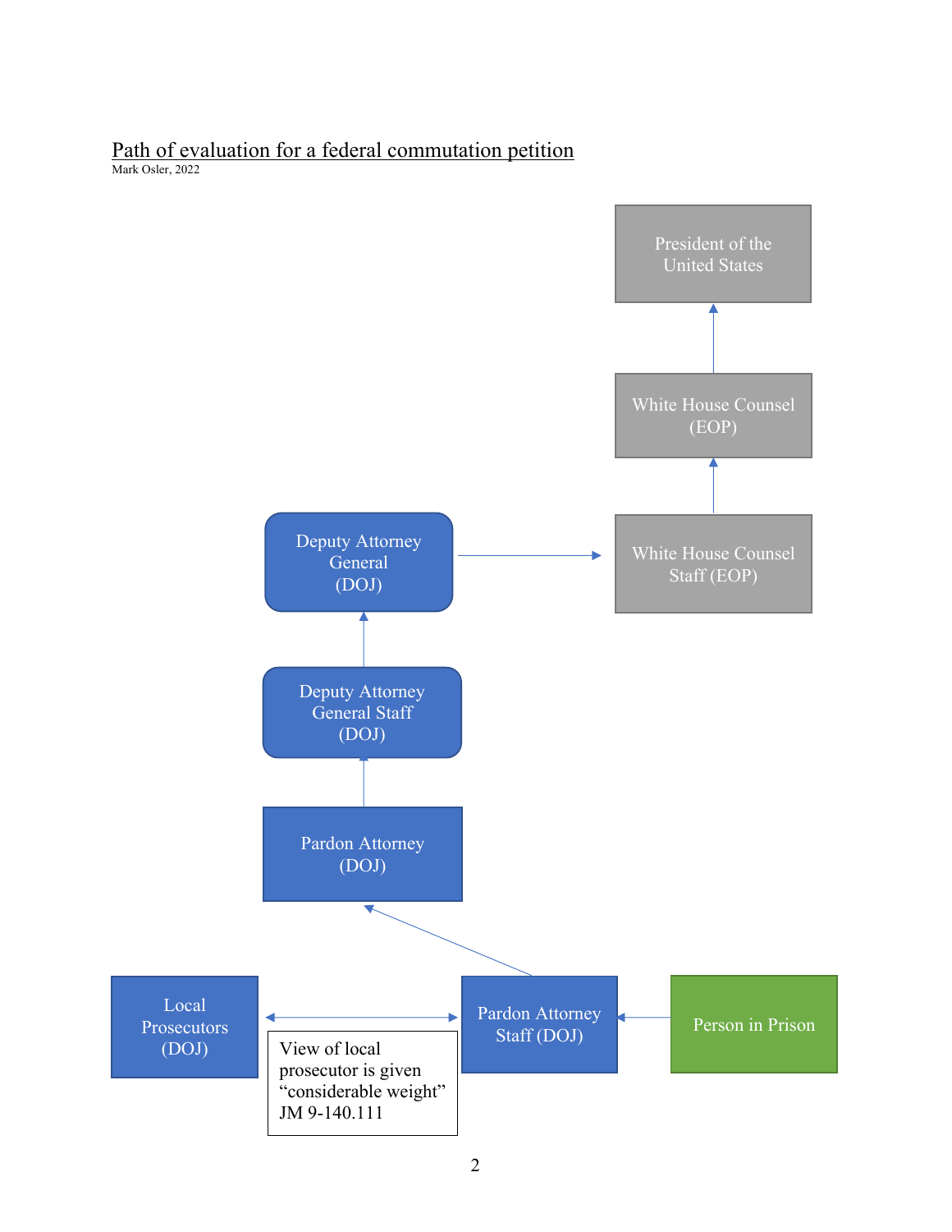Path of evaluation for a federal commutation petition

Mark Osler, 2022

President of the United States

White House Counsel (EOP)

White House Counsel Staff (EOP)

Deputy Attorney General (DOJ)

Deputy Attorney General Staff (DOJ)

Pardon Attorney (DOJ)

Local Prosecutors (DOJ)

View of local prosecutor is given "considerable weight" JM 9-140.111

Pardon Attorney Staff (DOJ)

Person in Prison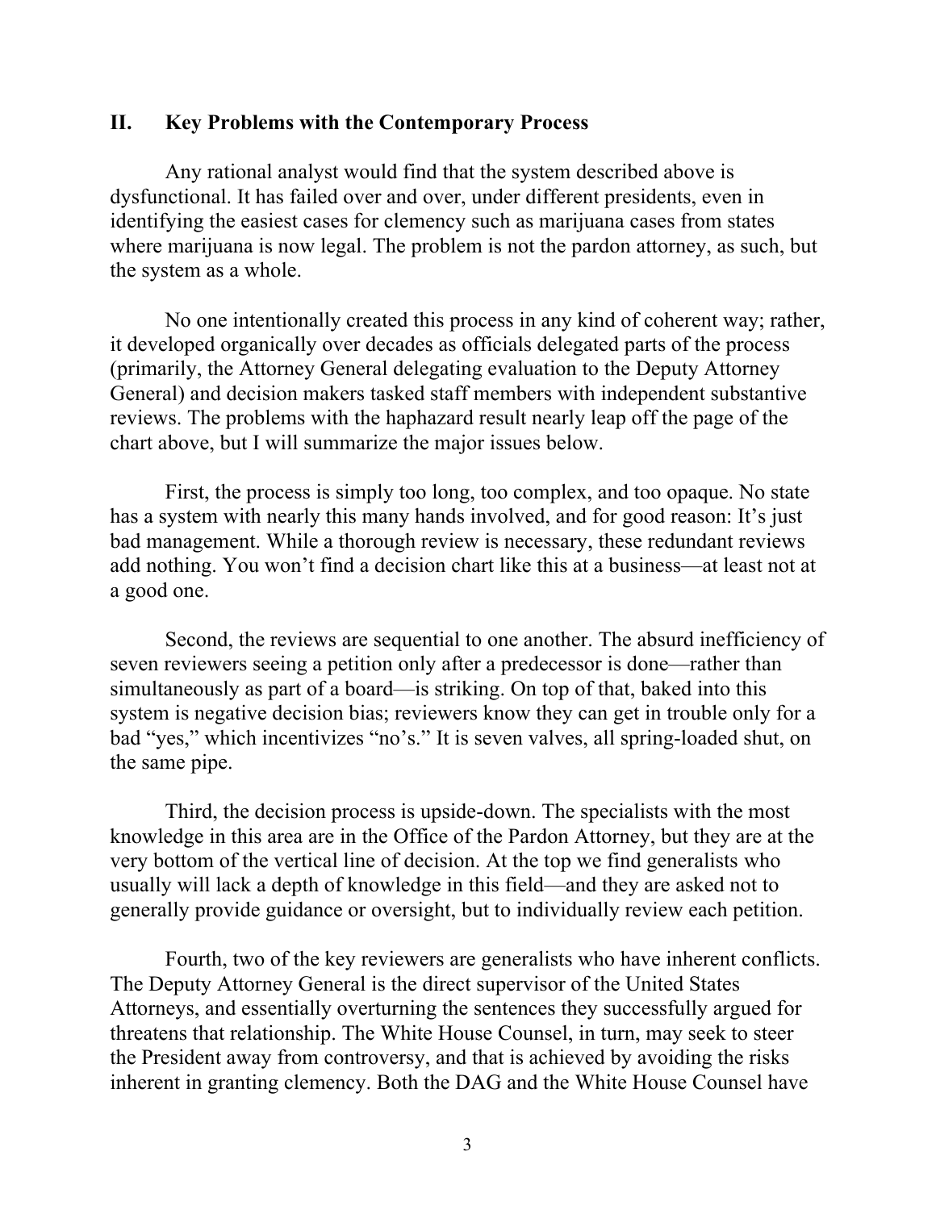## II. Key Problems with the Contemporary Process

Any rational analyst would find that the system described above is dysfunctional. It has failed over and over, under different presidents, even in identifying the easiest cases for clemency such as marijuana cases from states where marijuana is now legal. The problem is not the pardon attorney, as such, but the system as a whole.

No one intentionally created this process in any kind of coherent way; rather, it developed organically over decades as officials delegated parts of the process (primarily, the Attorney General delegating evaluation to the Deputy Attorney General) and decision makers tasked staff members with independent substantive reviews. The problems with the haphazard result nearly leap off the page of the chart above, but I will summarize the major issues below.

First, the process is simply too long, too complex, and too opaque. No state has a system with nearly this many hands involved, and for good reason: It's just bad management. While a thorough review is necessary, these redundant reviews add nothing. You won't find a decision chart like this at a business—at least not at a good one.

Second, the reviews are sequential to one another. The absurd inefficiency of seven reviewers seeing a petition only after a predecessor is done—rather than simultaneously as part of a board—is striking. On top of that, baked into this system is negative decision bias; reviewers know they can get in trouble only for a bad "yes," which incentivizes "no's." It is seven valves, all spring-loaded shut, on the same pipe.

Third, the decision process is upside-down. The specialists with the most knowledge in this area are in the Office of the Pardon Attorney, but they are at the very bottom of the vertical line of decision. At the top we find generalists who usually will lack a depth of knowledge in this field—and they are asked not to generally provide guidance or oversight, but to individually review each petition.

Fourth, two of the key reviewers are generalists who have inherent conflicts. The Deputy Attorney General is the direct supervisor of the United States Attorneys, and essentially overturning the sentences they successfully argued for threatens that relationship. The White House Counsel, in turn, may seek to steer the President away from controversy, and that is achieved by avoiding the risks inherent in granting clemency. Both the DAG and the White House Counsel have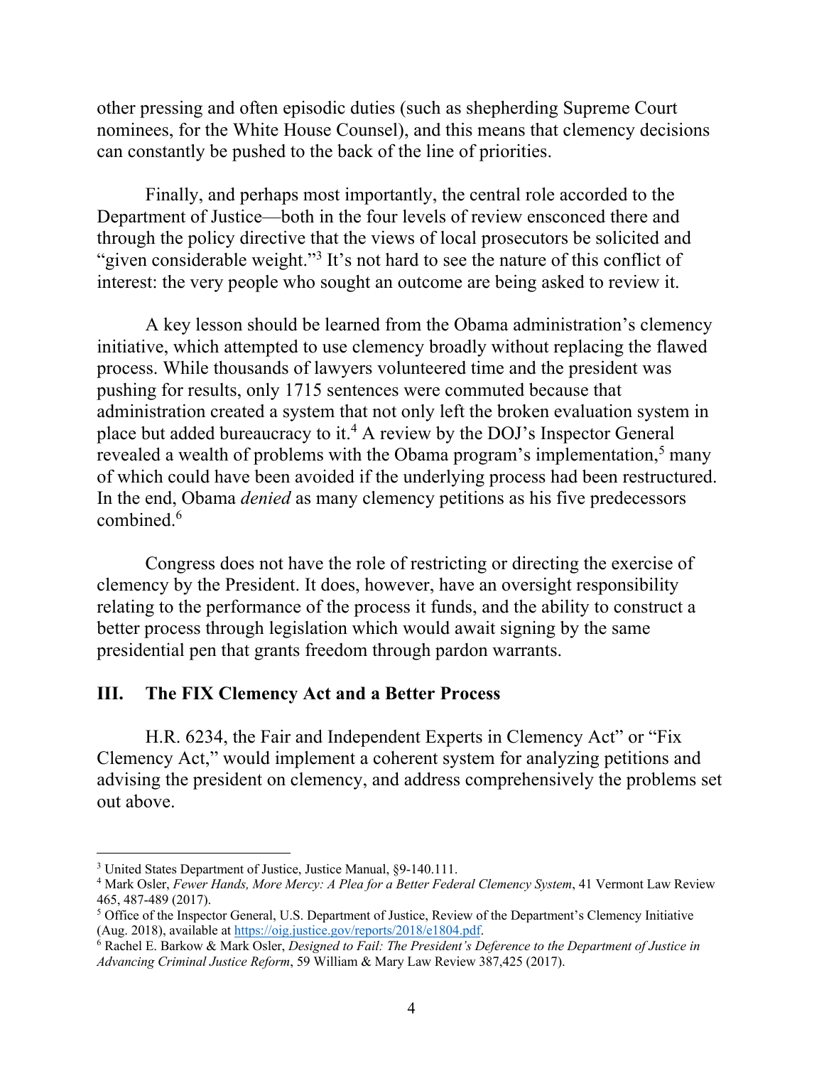other pressing and often episodic duties (such as shepherding Supreme Court nominees, for the White House Counsel), and this means that clemency decisions can constantly be pushed to the back of the line of priorities.

Finally, and perhaps most importantly, the central role accorded to the Department of Justice—both in the four levels of review ensconced there and through the policy directive that the views of local prosecutors be solicited and "given considerable weight."[3] It's not hard to see the nature of this conflict of interest: the very people who sought an outcome are being asked to review it.

A key lesson should be learned from the Obama administration's clemency initiative, which attempted to use clemency broadly without replacing the flawed process. While thousands of lawyers volunteered time and the president was pushing for results, only 1715 sentences were commuted because that administration created a system that not only left the broken evaluation system in place but added bureaucracy to it.[4] A review by the DOJ's Inspector General revealed a wealth of problems with the Obama program's implementation,[5] many of which could have been avoided if the underlying process had been restructured. In the end, Obama *denied* as many clemency petitions as his five predecessors combined.[6]

Congress does not have the role of restricting or directing the exercise of clemency by the President. It does, however, have an oversight responsibility relating to the performance of the process it funds, and the ability to construct a better process through legislation which would await signing by the same presidential pen that grants freedom through pardon warrants.

## III. The FIX Clemency Act and a Better Process

H.R. 6234, the Fair and Independent Experts in Clemency Act" or "Fix Clemency Act," would implement a coherent system for analyzing petitions and advising the president on clemency, and address comprehensively the problems set out above.

---

[3] United States Department of Justice, Justice Manual, §9-140.111.

[4] Mark Osler, *Fewer Hands, More Mercy: A Plea for a Better Federal Clemency System*, 41 Vermont Law Review 465, 487-489 (2017).

[5] Office of the Inspector General, U.S. Department of Justice, Review of the Department's Clemency Initiative (Aug. 2018), available at https://oig.justice.gov/reports/2018/e1804.pdf.

[6] Rachel E. Barkow & Mark Osler, *Designed to Fail: The President's Deference to the Department of Justice in Advancing Criminal Justice Reform*, 59 William & Mary Law Review 387,425 (2017).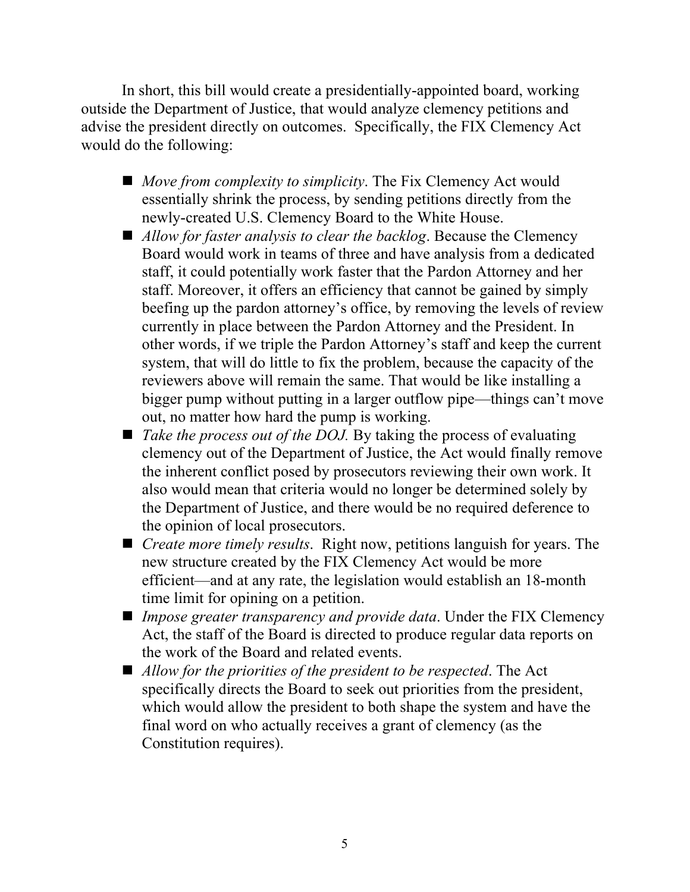In short, this bill would create a presidentially-appointed board, working outside the Department of Justice, that would analyze clemency petitions and advise the president directly on outcomes. Specifically, the FIX Clemency Act would do the following:

- *Move from complexity to simplicity*. The Fix Clemency Act would essentially shrink the process, by sending petitions directly from the newly-created U.S. Clemency Board to the White House.
- *Allow for faster analysis to clear the backlog*. Because the Clemency Board would work in teams of three and have analysis from a dedicated staff, it could potentially work faster that the Pardon Attorney and her staff. Moreover, it offers an efficiency that cannot be gained by simply beefing up the pardon attorney's office, by removing the levels of review currently in place between the Pardon Attorney and the President. In other words, if we triple the Pardon Attorney's staff and keep the current system, that will do little to fix the problem, because the capacity of the reviewers above will remain the same. That would be like installing a bigger pump without putting in a larger outflow pipe—things can't move out, no matter how hard the pump is working.
- *Take the process out of the DOJ.* By taking the process of evaluating clemency out of the Department of Justice, the Act would finally remove the inherent conflict posed by prosecutors reviewing their own work. It also would mean that criteria would no longer be determined solely by the Department of Justice, and there would be no required deference to the opinion of local prosecutors.
- *Create more timely results*. Right now, petitions languish for years. The new structure created by the FIX Clemency Act would be more efficient—and at any rate, the legislation would establish an 18-month time limit for opining on a petition.
- *Impose greater transparency and provide data*. Under the FIX Clemency Act, the staff of the Board is directed to produce regular data reports on the work of the Board and related events.
- *Allow for the priorities of the president to be respected*. The Act specifically directs the Board to seek out priorities from the president, which would allow the president to both shape the system and have the final word on who actually receives a grant of clemency (as the Constitution requires).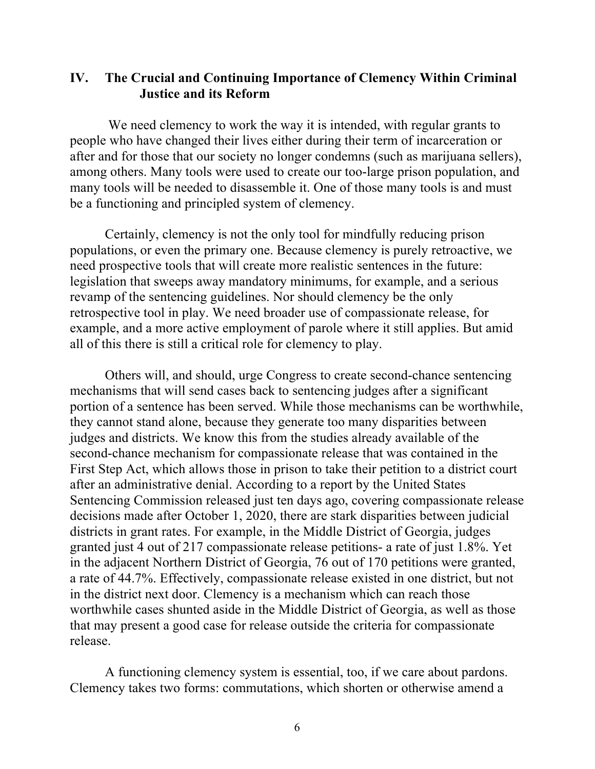## IV. The Crucial and Continuing Importance of Clemency Within Criminal Justice and its Reform

We need clemency to work the way it is intended, with regular grants to people who have changed their lives either during their term of incarceration or after and for those that our society no longer condemns (such as marijuana sellers), among others. Many tools were used to create our too-large prison population, and many tools will be needed to disassemble it. One of those many tools is and must be a functioning and principled system of clemency.

Certainly, clemency is not the only tool for mindfully reducing prison populations, or even the primary one. Because clemency is purely retroactive, we need prospective tools that will create more realistic sentences in the future: legislation that sweeps away mandatory minimums, for example, and a serious revamp of the sentencing guidelines. Nor should clemency be the only retrospective tool in play. We need broader use of compassionate release, for example, and a more active employment of parole where it still applies. But amid all of this there is still a critical role for clemency to play.

Others will, and should, urge Congress to create second-chance sentencing mechanisms that will send cases back to sentencing judges after a significant portion of a sentence has been served. While those mechanisms can be worthwhile, they cannot stand alone, because they generate too many disparities between judges and districts. We know this from the studies already available of the second-chance mechanism for compassionate release that was contained in the First Step Act, which allows those in prison to take their petition to a district court after an administrative denial. According to a report by the United States Sentencing Commission released just ten days ago, covering compassionate release decisions made after October 1, 2020, there are stark disparities between judicial districts in grant rates. For example, in the Middle District of Georgia, judges granted just 4 out of 217 compassionate release petitions- a rate of just 1.8%. Yet in the adjacent Northern District of Georgia, 76 out of 170 petitions were granted, a rate of 44.7%. Effectively, compassionate release existed in one district, but not in the district next door. Clemency is a mechanism which can reach those worthwhile cases shunted aside in the Middle District of Georgia, as well as those that may present a good case for release outside the criteria for compassionate release.

A functioning clemency system is essential, too, if we care about pardons. Clemency takes two forms: commutations, which shorten or otherwise amend a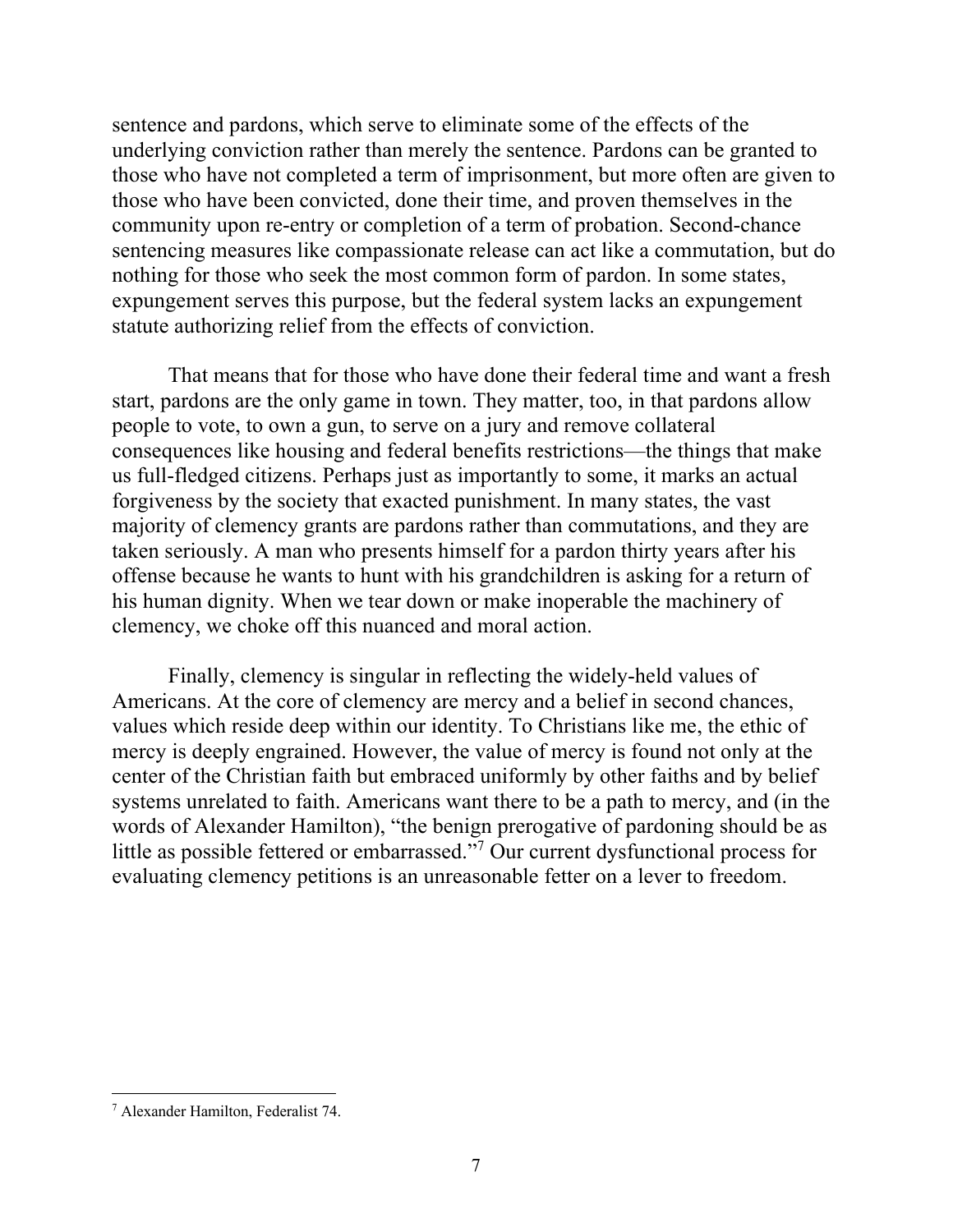sentence and pardons, which serve to eliminate some of the effects of the underlying conviction rather than merely the sentence. Pardons can be granted to those who have not completed a term of imprisonment, but more often are given to those who have been convicted, done their time, and proven themselves in the community upon re-entry or completion of a term of probation. Second-chance sentencing measures like compassionate release can act like a commutation, but do nothing for those who seek the most common form of pardon. In some states, expungement serves this purpose, but the federal system lacks an expungement statute authorizing relief from the effects of conviction.

That means that for those who have done their federal time and want a fresh start, pardons are the only game in town. They matter, too, in that pardons allow people to vote, to own a gun, to serve on a jury and remove collateral consequences like housing and federal benefits restrictions—the things that make us full-fledged citizens. Perhaps just as importantly to some, it marks an actual forgiveness by the society that exacted punishment. In many states, the vast majority of clemency grants are pardons rather than commutations, and they are taken seriously. A man who presents himself for a pardon thirty years after his offense because he wants to hunt with his grandchildren is asking for a return of his human dignity. When we tear down or make inoperable the machinery of clemency, we choke off this nuanced and moral action.

Finally, clemency is singular in reflecting the widely-held values of Americans. At the core of clemency are mercy and a belief in second chances, values which reside deep within our identity. To Christians like me, the ethic of mercy is deeply engrained. However, the value of mercy is found not only at the center of the Christian faith but embraced uniformly by other faiths and by belief systems unrelated to faith. Americans want there to be a path to mercy, and (in the words of Alexander Hamilton), "the benign prerogative of pardoning should be as little as possible fettered or embarrassed."[7] Our current dysfunctional process for evaluating clemency petitions is an unreasonable fetter on a lever to freedom.

[7] Alexander Hamilton, Federalist 74.